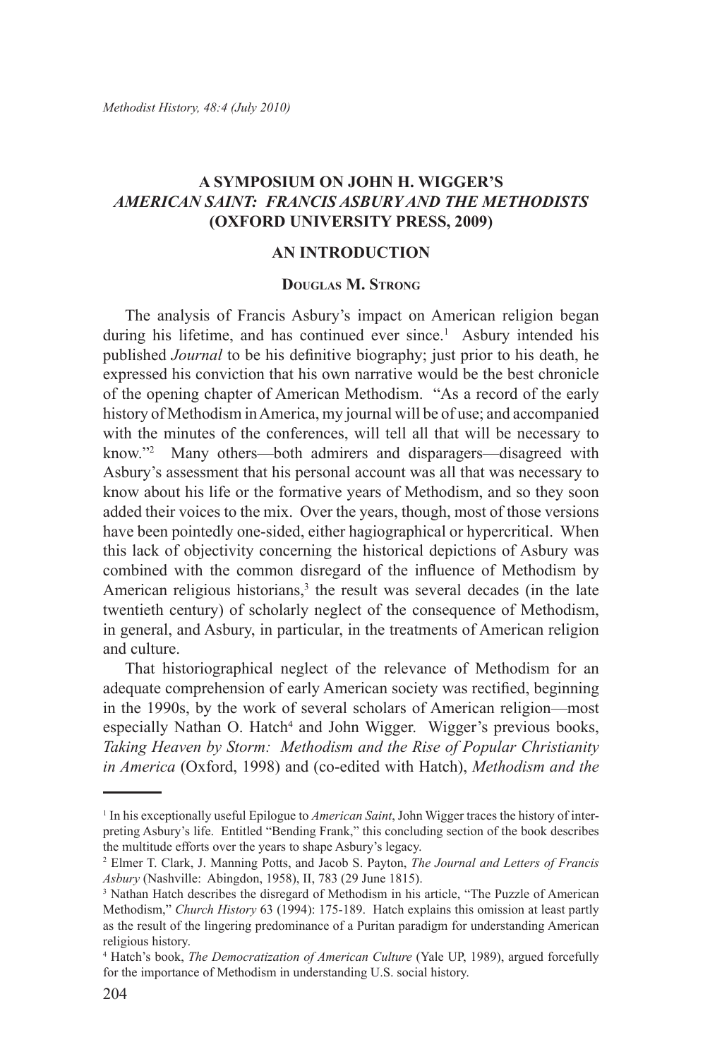# A SYMPOSIUM ON JOHN H. WIGGER'S *AMERICAN SAINT: FRANCIS ASBURY AND THE METHODISTS* (OXFORD UNIVERSITY PRESS, 2009)

## AN INTRODUCTION

### Douglas M. Strong

The analysis of Francis Asbury's impact on American religion began during his lifetime, and has continued ever since.[1] Asbury intended his published *Journal* to be his definitive biography; just prior to his death, he expressed his conviction that his own narrative would be the best chronicle of the opening chapter of American Methodism. "As a record of the early history of Methodism in America, my journal will be of use; and accompanied with the minutes of the conferences, will tell all that will be necessary to know."[2] Many others—both admirers and disparagers—disagreed with Asbury's assessment that his personal account was all that was necessary to know about his life or the formative years of Methodism, and so they soon added their voices to the mix. Over the years, though, most of those versions have been pointedly one-sided, either hagiographical or hypercritical. When this lack of objectivity concerning the historical depictions of Asbury was combined with the common disregard of the influence of Methodism by American religious historians,[3] the result was several decades (in the late twentieth century) of scholarly neglect of the consequence of Methodism, in general, and Asbury, in particular, in the treatments of American religion and culture.

That historiographical neglect of the relevance of Methodism for an adequate comprehension of early American society was rectified, beginning in the 1990s, by the work of several scholars of American religion—most especially Nathan O. Hatch[4] and John Wigger. Wigger's previous books, *Taking Heaven by Storm: Methodism and the Rise of Popular Christianity in America* (Oxford, 1998) and (co-edited with Hatch), *Methodism and the*

---

[1] In his exceptionally useful Epilogue to *American Saint*, John Wigger traces the history of interpreting Asbury's life. Entitled "Bending Frank," this concluding section of the book describes the multitude efforts over the years to shape Asbury's legacy.

[2] Elmer T. Clark, J. Manning Potts, and Jacob S. Payton, *The Journal and Letters of Francis Asbury* (Nashville: Abingdon, 1958), II, 783 (29 June 1815).

[3] Nathan Hatch describes the disregard of Methodism in his article, "The Puzzle of American Methodism," *Church History* 63 (1994): 175-189. Hatch explains this omission at least partly as the result of the lingering predominance of a Puritan paradigm for understanding American religious history.

[4] Hatch's book, *The Democratization of American Culture* (Yale UP, 1989), argued forcefully for the importance of Methodism in understanding U.S. social history.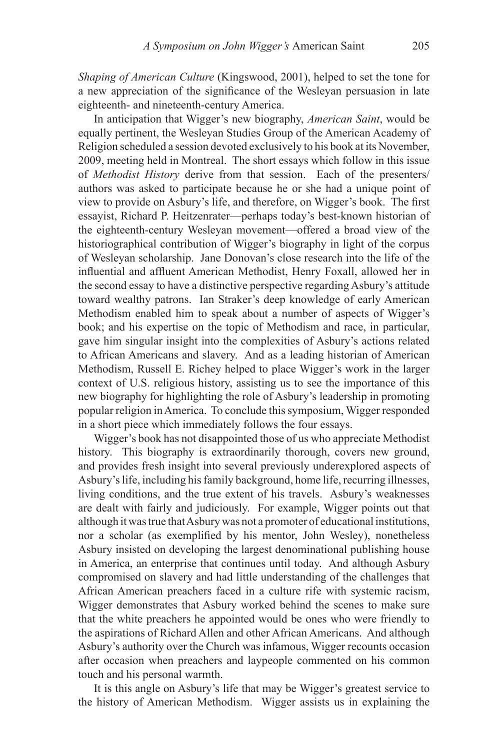*Shaping of American Culture* (Kingswood, 2001), helped to set the tone for a new appreciation of the significance of the Wesleyan persuasion in late eighteenth- and nineteenth-century America.

In anticipation that Wigger's new biography, *American Saint*, would be equally pertinent, the Wesleyan Studies Group of the American Academy of Religion scheduled a session devoted exclusively to his book at its November, 2009, meeting held in Montreal. The short essays which follow in this issue of *Methodist History* derive from that session. Each of the presenters/authors was asked to participate because he or she had a unique point of view to provide on Asbury's life, and therefore, on Wigger's book. The first essayist, Richard P. Heitzenrater—perhaps today's best-known historian of the eighteenth-century Wesleyan movement—offered a broad view of the historiographical contribution of Wigger's biography in light of the corpus of Wesleyan scholarship. Jane Donovan's close research into the life of the influential and affluent American Methodist, Henry Foxall, allowed her in the second essay to have a distinctive perspective regarding Asbury's attitude toward wealthy patrons. Ian Straker's deep knowledge of early American Methodism enabled him to speak about a number of aspects of Wigger's book; and his expertise on the topic of Methodism and race, in particular, gave him singular insight into the complexities of Asbury's actions related to African Americans and slavery. And as a leading historian of American Methodism, Russell E. Richey helped to place Wigger's work in the larger context of U.S. religious history, assisting us to see the importance of this new biography for highlighting the role of Asbury's leadership in promoting popular religion in America. To conclude this symposium, Wigger responded in a short piece which immediately follows the four essays.

Wigger's book has not disappointed those of us who appreciate Methodist history. This biography is extraordinarily thorough, covers new ground, and provides fresh insight into several previously underexplored aspects of Asbury's life, including his family background, home life, recurring illnesses, living conditions, and the true extent of his travels. Asbury's weaknesses are dealt with fairly and judiciously. For example, Wigger points out that although it was true that Asbury was not a promoter of educational institutions, nor a scholar (as exemplified by his mentor, John Wesley), nonetheless Asbury insisted on developing the largest denominational publishing house in America, an enterprise that continues until today. And although Asbury compromised on slavery and had little understanding of the challenges that African American preachers faced in a culture rife with systemic racism, Wigger demonstrates that Asbury worked behind the scenes to make sure that the white preachers he appointed would be ones who were friendly to the aspirations of Richard Allen and other African Americans. And although Asbury's authority over the Church was infamous, Wigger recounts occasion after occasion when preachers and laypeople commented on his common touch and his personal warmth.

It is this angle on Asbury's life that may be Wigger's greatest service to the history of American Methodism. Wigger assists us in explaining the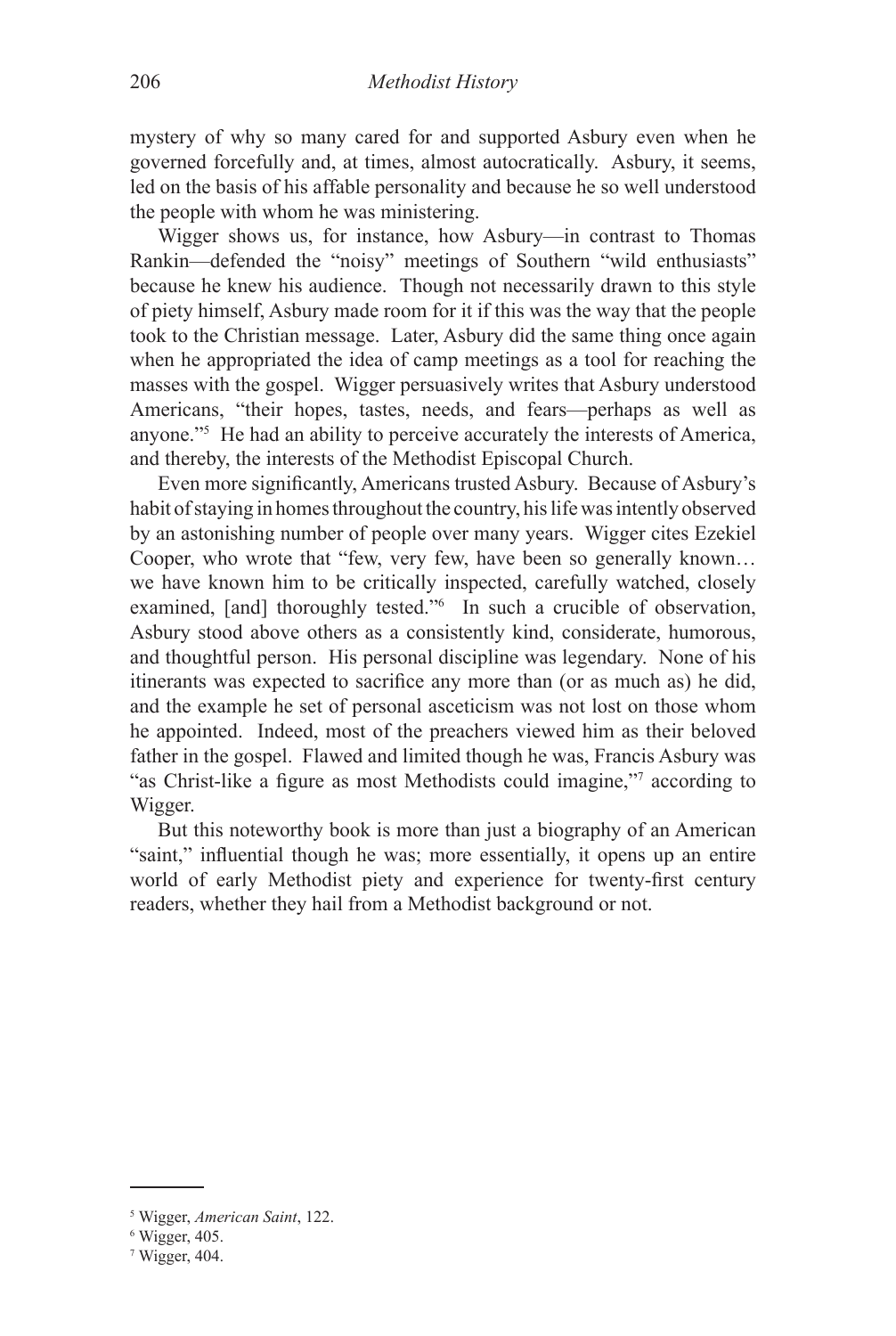mystery of why so many cared for and supported Asbury even when he governed forcefully and, at times, almost autocratically. Asbury, it seems, led on the basis of his affable personality and because he so well understood the people with whom he was ministering.

Wigger shows us, for instance, how Asbury—in contrast to Thomas Rankin—defended the "noisy" meetings of Southern "wild enthusiasts" because he knew his audience. Though not necessarily drawn to this style of piety himself, Asbury made room for it if this was the way that the people took to the Christian message. Later, Asbury did the same thing once again when he appropriated the idea of camp meetings as a tool for reaching the masses with the gospel. Wigger persuasively writes that Asbury understood Americans, "their hopes, tastes, needs, and fears—perhaps as well as anyone."[5] He had an ability to perceive accurately the interests of America, and thereby, the interests of the Methodist Episcopal Church.

Even more significantly, Americans trusted Asbury. Because of Asbury's habit of staying in homes throughout the country, his life was intently observed by an astonishing number of people over many years. Wigger cites Ezekiel Cooper, who wrote that "few, very few, have been so generally known… we have known him to be critically inspected, carefully watched, closely examined, [and] thoroughly tested."[6] In such a crucible of observation, Asbury stood above others as a consistently kind, considerate, humorous, and thoughtful person. His personal discipline was legendary. None of his itinerants was expected to sacrifice any more than (or as much as) he did, and the example he set of personal asceticism was not lost on those whom he appointed. Indeed, most of the preachers viewed him as their beloved father in the gospel. Flawed and limited though he was, Francis Asbury was "as Christ-like a figure as most Methodists could imagine,"[7] according to Wigger.

But this noteworthy book is more than just a biography of an American "saint," influential though he was; more essentially, it opens up an entire world of early Methodist piety and experience for twenty-first century readers, whether they hail from a Methodist background or not.

---

[5] Wigger, *American Saint*, 122.

[6] Wigger, 405.

[7] Wigger, 404.